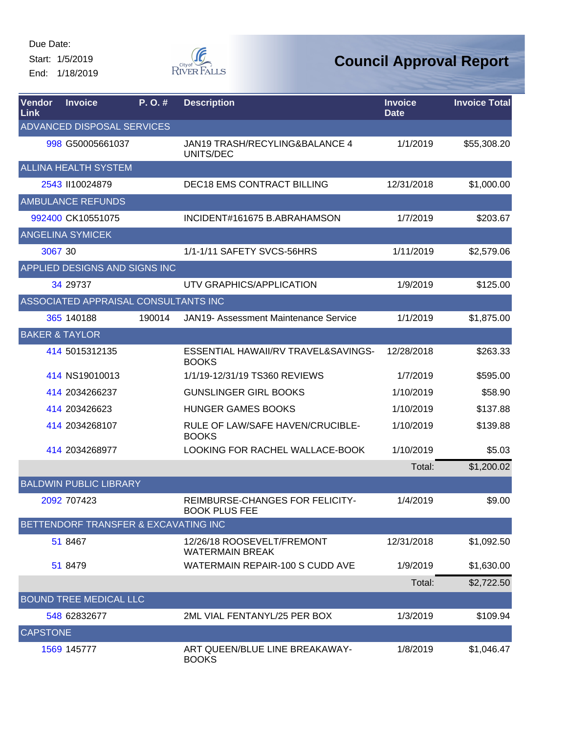Due Date:
Start: 1/5/2019
End: 1/18/2019

City of River Falls

# Council Approval Report

| Vendor Link | Invoice | P. O. # | Description | Invoice Date | Invoice Total |
|---|---|---|---|---|---|
| ADVANCED DISPOSAL SERVICES | | | | | |
| 998 | G50005661037 | | JAN19 TRASH/RECYLING&BALANCE 4 UNITS/DEC | 1/1/2019 | $55,308.20 |
| ALLINA HEALTH SYSTEM | | | | | |
| 2543 | II10024879 | | DEC18 EMS CONTRACT BILLING | 12/31/2018 | $1,000.00 |
| AMBULANCE REFUNDS | | | | | |
| 992400 | CK10551075 | | INCIDENT#161675 B.ABRAHAMSON | 1/7/2019 | $203.67 |
| ANGELINA SYMICEK | | | | | |
| 3067 | 30 | | 1/1-1/11 SAFETY SVCS-56HRS | 1/11/2019 | $2,579.06 |
| APPLIED DESIGNS AND SIGNS INC | | | | | |
| 34 | 29737 | | UTV GRAPHICS/APPLICATION | 1/9/2019 | $125.00 |
| ASSOCIATED APPRAISAL CONSULTANTS INC | | | | | |
| 365 | 140188 | 190014 | JAN19- Assessment Maintenance Service | 1/1/2019 | $1,875.00 |
| BAKER & TAYLOR | | | | | |
| 414 | 5015312135 | | ESSENTIAL HAWAII/RV TRAVEL&SAVINGS-BOOKS | 12/28/2018 | $263.33 |
| 414 | NS19010013 | | 1/1/19-12/31/19 TS360 REVIEWS | 1/7/2019 | $595.00 |
| 414 | 2034266237 | | GUNSLINGER GIRL BOOKS | 1/10/2019 | $58.90 |
| 414 | 203426623 | | HUNGER GAMES BOOKS | 1/10/2019 | $137.88 |
| 414 | 2034268107 | | RULE OF LAW/SAFE HAVEN/CRUCIBLE-BOOKS | 1/10/2019 | $139.88 |
| 414 | 2034268977 | | LOOKING FOR RACHEL WALLACE-BOOK | 1/10/2019 | $5.03 |
| | | | | Total: | $1,200.02 |
| BALDWIN PUBLIC LIBRARY | | | | | |
| 2092 | 707423 | | REIMBURSE-CHANGES FOR FELICITY-BOOK PLUS FEE | 1/4/2019 | $9.00 |
| BETTENDORF TRANSFER & EXCAVATING INC | | | | | |
| 51 | 8467 | | 12/26/18 ROOSEVELT/FREMONT WATERMAIN BREAK | 12/31/2018 | $1,092.50 |
| 51 | 8479 | | WATERMAIN REPAIR-100 S CUDD AVE | 1/9/2019 | $1,630.00 |
| | | | | Total: | $2,722.50 |
| BOUND TREE MEDICAL LLC | | | | | |
| 548 | 62832677 | | 2ML VIAL FENTANYL/25 PER BOX | 1/3/2019 | $109.94 |
| CAPSTONE | | | | | |
| 1569 | 145777 | | ART QUEEN/BLUE LINE BREAKAWAY-BOOKS | 1/8/2019 | $1,046.47 |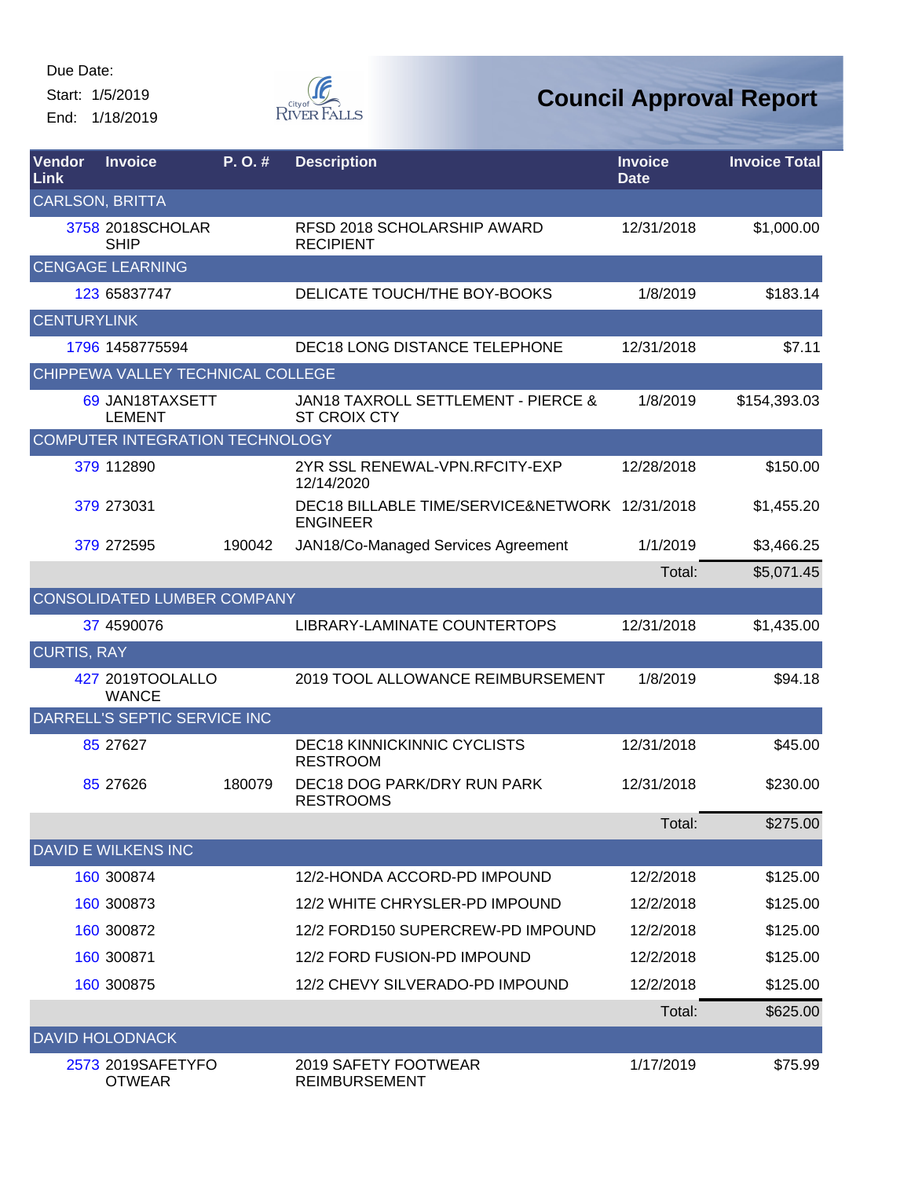Due Date:

Start: 1/5/2019

End: 1/18/2019

# Council Approval Report

| Vendor Link | Invoice | P. O. # | Description | Invoice Date | Invoice Total |
|---|---|---|---|---|---|
| CARLSON, BRITTA | | | | | |
| 3758 | 2018SCHOLARSHIP | | RFSD 2018 SCHOLARSHIP AWARD RECIPIENT | 12/31/2018 | $1,000.00 |
| CENGAGE LEARNING | | | | | |
| 123 | 65837747 | | DELICATE TOUCH/THE BOY-BOOKS | 1/8/2019 | $183.14 |
| CENTURYLINK | | | | | |
| 1796 | 1458775594 | | DEC18 LONG DISTANCE TELEPHONE | 12/31/2018 | $7.11 |
| CHIPPEWA VALLEY TECHNICAL COLLEGE | | | | | |
| 69 | JAN18TAXSETTLEMENT | | JAN18 TAXROLL SETTLEMENT - PIERCE & ST CROIX CTY | 1/8/2019 | $154,393.03 |
| COMPUTER INTEGRATION TECHNOLOGY | | | | | |
| 379 | 112890 | | 2YR SSL RENEWAL-VPN.RFCITY-EXP 12/14/2020 | 12/28/2018 | $150.00 |
| 379 | 273031 | | DEC18 BILLABLE TIME/SERVICE&NETWORK ENGINEER | 12/31/2018 | $1,455.20 |
| 379 | 272595 | 190042 | JAN18/Co-Managed Services Agreement | 1/1/2019 | $3,466.25 |
| | | | | Total: | $5,071.45 |
| CONSOLIDATED LUMBER COMPANY | | | | | |
| 37 | 4590076 | | LIBRARY-LAMINATE COUNTERTOPS | 12/31/2018 | $1,435.00 |
| CURTIS, RAY | | | | | |
| 427 | 2019TOOLALLOWANCE | | 2019 TOOL ALLOWANCE REIMBURSEMENT | 1/8/2019 | $94.18 |
| DARRELL'S SEPTIC SERVICE INC | | | | | |
| 85 | 27627 | | DEC18 KINNICKINNIC CYCLISTS RESTROOM | 12/31/2018 | $45.00 |
| 85 | 27626 | 180079 | DEC18 DOG PARK/DRY RUN PARK RESTROOMS | 12/31/2018 | $230.00 |
| | | | | Total: | $275.00 |
| DAVID E WILKENS INC | | | | | |
| 160 | 300874 | | 12/2-HONDA ACCORD-PD IMPOUND | 12/2/2018 | $125.00 |
| 160 | 300873 | | 12/2 WHITE CHRYSLER-PD IMPOUND | 12/2/2018 | $125.00 |
| 160 | 300872 | | 12/2 FORD150 SUPERCREW-PD IMPOUND | 12/2/2018 | $125.00 |
| 160 | 300871 | | 12/2 FORD FUSION-PD IMPOUND | 12/2/2018 | $125.00 |
| 160 | 300875 | | 12/2 CHEVY SILVERADO-PD IMPOUND | 12/2/2018 | $125.00 |
| | | | | Total: | $625.00 |
| DAVID HOLODNACK | | | | | |
| 2573 | 2019SAFETYFOOTWEAR | | 2019 SAFETY FOOTWEAR REIMBURSEMENT | 1/17/2019 | $75.99 |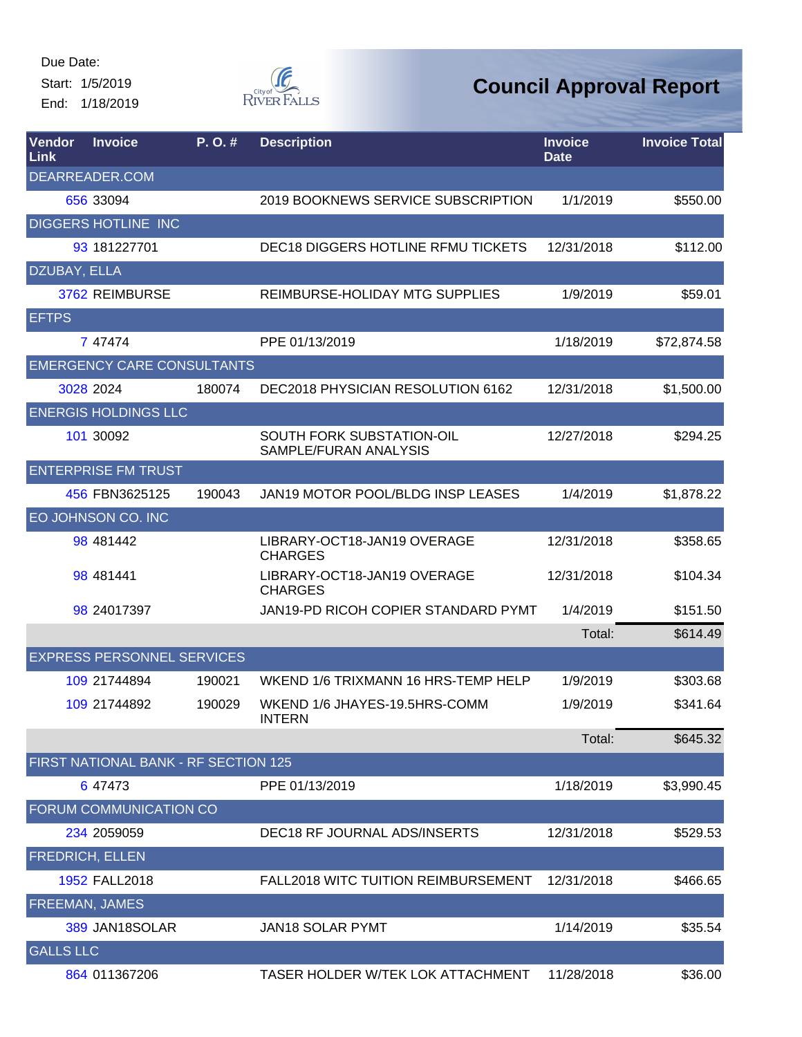Due Date:
Start: 1/5/2019
End: 1/18/2019

City of River Falls

# Council Approval Report

| Vendor Link | Invoice | P. O. # | Description | Invoice Date | Invoice Total |
|---|---|---|---|---|---|
| DEARREADER.COM | | | | | |
| 656 | 33094 | | 2019 BOOKNEWS SERVICE SUBSCRIPTION | 1/1/2019 | $550.00 |
| DIGGERS HOTLINE INC | | | | | |
| 93 | 181227701 | | DEC18 DIGGERS HOTLINE RFMU TICKETS | 12/31/2018 | $112.00 |
| DZUBAY, ELLA | | | | | |
| 3762 | REIMBURSE | | REIMBURSE-HOLIDAY MTG SUPPLIES | 1/9/2019 | $59.01 |
| EFTPS | | | | | |
| 7 | 47474 | | PPE 01/13/2019 | 1/18/2019 | $72,874.58 |
| EMERGENCY CARE CONSULTANTS | | | | | |
| 3028 | 2024 | 180074 | DEC2018 PHYSICIAN RESOLUTION 6162 | 12/31/2018 | $1,500.00 |
| ENERGIS HOLDINGS LLC | | | | | |
| 101 | 30092 | | SOUTH FORK SUBSTATION-OIL SAMPLE/FURAN ANALYSIS | 12/27/2018 | $294.25 |
| ENTERPRISE FM TRUST | | | | | |
| 456 | FBN3625125 | 190043 | JAN19 MOTOR POOL/BLDG INSP LEASES | 1/4/2019 | $1,878.22 |
| EO JOHNSON CO. INC | | | | | |
| 98 | 481442 | | LIBRARY-OCT18-JAN19 OVERAGE CHARGES | 12/31/2018 | $358.65 |
| 98 | 481441 | | LIBRARY-OCT18-JAN19 OVERAGE CHARGES | 12/31/2018 | $104.34 |
| 98 | 24017397 | | JAN19-PD RICOH COPIER STANDARD PYMT | 1/4/2019 | $151.50 |
| | | | | Total: | $614.49 |
| EXPRESS PERSONNEL SERVICES | | | | | |
| 109 | 21744894 | 190021 | WKEND 1/6 TRIXMANN 16 HRS-TEMP HELP | 1/9/2019 | $303.68 |
| 109 | 21744892 | 190029 | WKEND 1/6 JHAYES-19.5HRS-COMM INTERN | 1/9/2019 | $341.64 |
| | | | | Total: | $645.32 |
| FIRST NATIONAL BANK - RF SECTION 125 | | | | | |
| 6 | 47473 | | PPE 01/13/2019 | 1/18/2019 | $3,990.45 |
| FORUM COMMUNICATION CO | | | | | |
| 234 | 2059059 | | DEC18 RF JOURNAL ADS/INSERTS | 12/31/2018 | $529.53 |
| FREDRICH, ELLEN | | | | | |
| 1952 | FALL2018 | | FALL2018 WITC TUITION REIMBURSEMENT | 12/31/2018 | $466.65 |
| FREEMAN, JAMES | | | | | |
| 389 | JAN18SOLAR | | JAN18 SOLAR PYMT | 1/14/2019 | $35.54 |
| GALLS LLC | | | | | |
| 864 | 011367206 | | TASER HOLDER W/TEK LOK ATTACHMENT | 11/28/2018 | $36.00 |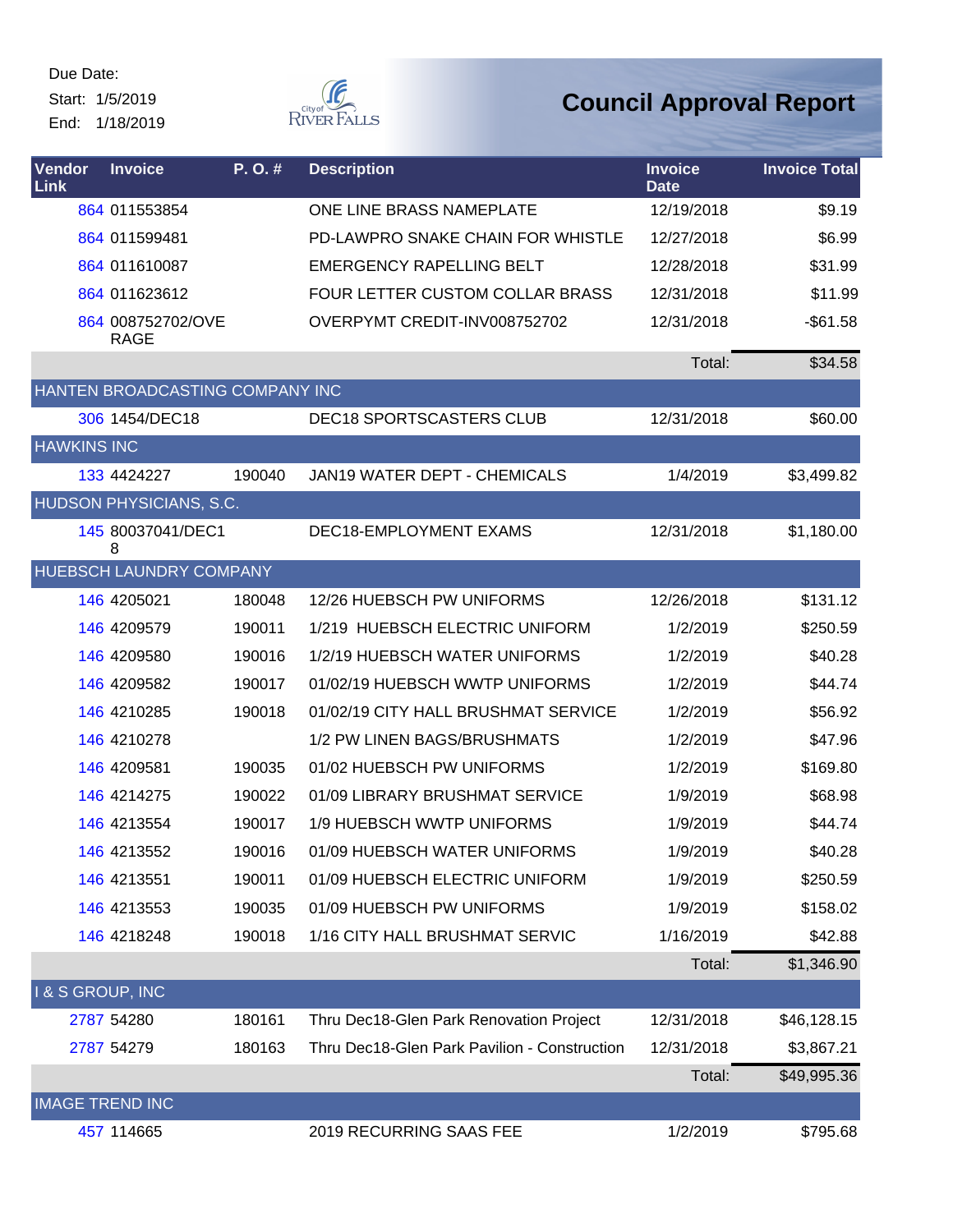Due Date:
Start: 1/5/2019
End: 1/18/2019

City of River Falls

# Council Approval Report

| Vendor Link | Invoice | P. O. # | Description | Invoice Date | Invoice Total |
|---|---|---|---|---|---|
| 864 | 011553854 | | ONE LINE BRASS NAMEPLATE | 12/19/2018 | $9.19 |
| 864 | 011599481 | | PD-LAWPRO SNAKE CHAIN FOR WHISTLE | 12/27/2018 | $6.99 |
| 864 | 011610087 | | EMERGENCY RAPELLING BELT | 12/28/2018 | $31.99 |
| 864 | 011623612 | | FOUR LETTER CUSTOM COLLAR BRASS | 12/31/2018 | $11.99 |
| 864 | 008752702/OVERAGE | | OVERPYMT CREDIT-INV008752702 | 12/31/2018 | -$61.58 |
| | | | | Total: | $34.58 |
| HANTEN BROADCASTING COMPANY INC | | | | | |
| 306 | 1454/DEC18 | | DEC18 SPORTSCASTERS CLUB | 12/31/2018 | $60.00 |
| HAWKINS INC | | | | | |
| 133 | 4424227 | 190040 | JAN19 WATER DEPT - CHEMICALS | 1/4/2019 | $3,499.82 |
| HUDSON PHYSICIANS, S.C. | | | | | |
| 145 | 80037041/DEC18 | | DEC18-EMPLOYMENT EXAMS | 12/31/2018 | $1,180.00 |
| HUEBSCH LAUNDRY COMPANY | | | | | |
| 146 | 4205021 | 180048 | 12/26 HUEBSCH PW UNIFORMS | 12/26/2018 | $131.12 |
| 146 | 4209579 | 190011 | 1/219 HUEBSCH ELECTRIC UNIFORM | 1/2/2019 | $250.59 |
| 146 | 4209580 | 190016 | 1/2/19 HUEBSCH WATER UNIFORMS | 1/2/2019 | $40.28 |
| 146 | 4209582 | 190017 | 01/02/19 HUEBSCH WWTP UNIFORMS | 1/2/2019 | $44.74 |
| 146 | 4210285 | 190018 | 01/02/19 CITY HALL BRUSHMAT SERVICE | 1/2/2019 | $56.92 |
| 146 | 4210278 | | 1/2 PW LINEN BAGS/BRUSHMATS | 1/2/2019 | $47.96 |
| 146 | 4209581 | 190035 | 01/02 HUEBSCH PW UNIFORMS | 1/2/2019 | $169.80 |
| 146 | 4214275 | 190022 | 01/09 LIBRARY BRUSHMAT SERVICE | 1/9/2019 | $68.98 |
| 146 | 4213554 | 190017 | 1/9 HUEBSCH WWTP UNIFORMS | 1/9/2019 | $44.74 |
| 146 | 4213552 | 190016 | 01/09 HUEBSCH WATER UNIFORMS | 1/9/2019 | $40.28 |
| 146 | 4213551 | 190011 | 01/09 HUEBSCH ELECTRIC UNIFORM | 1/9/2019 | $250.59 |
| 146 | 4213553 | 190035 | 01/09 HUEBSCH PW UNIFORMS | 1/9/2019 | $158.02 |
| 146 | 4218248 | 190018 | 1/16 CITY HALL BRUSHMAT SERVIC | 1/16/2019 | $42.88 |
| | | | | Total: | $1,346.90 |
| I & S GROUP, INC | | | | | |
| 2787 | 54280 | 180161 | Thru Dec18-Glen Park Renovation Project | 12/31/2018 | $46,128.15 |
| 2787 | 54279 | 180163 | Thru Dec18-Glen Park Pavilion - Construction | 12/31/2018 | $3,867.21 |
| | | | | Total: | $49,995.36 |
| IMAGE TREND INC | | | | | |
| 457 | 114665 | | 2019 RECURRING SAAS FEE | 1/2/2019 | $795.68 |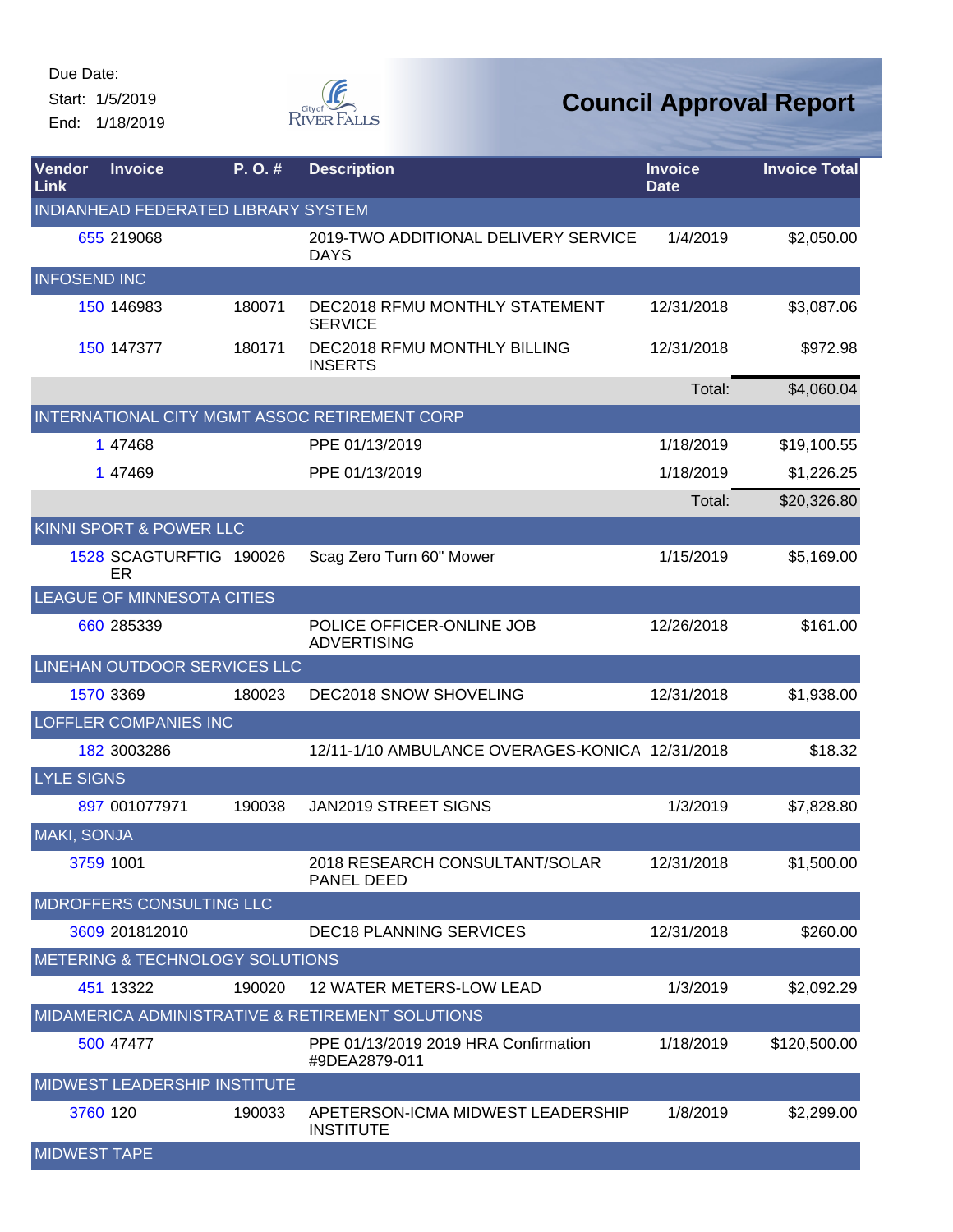Due Date:

Start: 1/5/2019

End: 1/18/2019

# Council Approval Report

| Vendor Link | Invoice | P. O. # | Description | Invoice Date | Invoice Total |
|---|---|---|---|---|---|
| INDIANHEAD FEDERATED LIBRARY SYSTEM | | | | | |
| 655 | 219068 | | 2019-TWO ADDITIONAL DELIVERY SERVICE DAYS | 1/4/2019 | $2,050.00 |
| INFOSEND INC | | | | | |
| 150 | 146983 | 180071 | DEC2018 RFMU MONTHLY STATEMENT SERVICE | 12/31/2018 | $3,087.06 |
| 150 | 147377 | 180171 | DEC2018 RFMU MONTHLY BILLING INSERTS | 12/31/2018 | $972.98 |
| | | | | Total: | $4,060.04 |
| INTERNATIONAL CITY MGMT ASSOC RETIREMENT CORP | | | | | |
| 1 | 47468 | | PPE 01/13/2019 | 1/18/2019 | $19,100.55 |
| 1 | 47469 | | PPE 01/13/2019 | 1/18/2019 | $1,226.25 |
| | | | | Total: | $20,326.80 |
| KINNI SPORT & POWER LLC | | | | | |
| 1528 | SCAGTURFTIGER | 190026 | Scag Zero Turn 60" Mower | 1/15/2019 | $5,169.00 |
| LEAGUE OF MINNESOTA CITIES | | | | | |
| 660 | 285339 | | POLICE OFFICER-ONLINE JOB ADVERTISING | 12/26/2018 | $161.00 |
| LINEHAN OUTDOOR SERVICES LLC | | | | | |
| 1570 | 3369 | 180023 | DEC2018 SNOW SHOVELING | 12/31/2018 | $1,938.00 |
| LOFFLER COMPANIES INC | | | | | |
| 182 | 3003286 | | 12/11-1/10 AMBULANCE OVERAGES-KONICA | 12/31/2018 | $18.32 |
| LYLE SIGNS | | | | | |
| 897 | 001077971 | 190038 | JAN2019 STREET SIGNS | 1/3/2019 | $7,828.80 |
| MAKI, SONJA | | | | | |
| 3759 | 1001 | | 2018 RESEARCH CONSULTANT/SOLAR PANEL DEED | 12/31/2018 | $1,500.00 |
| MDROFFERS CONSULTING LLC | | | | | |
| 3609 | 201812010 | | DEC18 PLANNING SERVICES | 12/31/2018 | $260.00 |
| METERING & TECHNOLOGY SOLUTIONS | | | | | |
| 451 | 13322 | 190020 | 12 WATER METERS-LOW LEAD | 1/3/2019 | $2,092.29 |
| MIDAMERICA ADMINISTRATIVE & RETIREMENT SOLUTIONS | | | | | |
| 500 | 47477 | | PPE 01/13/2019 2019 HRA Confirmation #9DEA2879-011 | 1/18/2019 | $120,500.00 |
| MIDWEST LEADERSHIP INSTITUTE | | | | | |
| 3760 | 120 | 190033 | APETERSON-ICMA MIDWEST LEADERSHIP INSTITUTE | 1/8/2019 | $2,299.00 |
| MIDWEST TAPE | | | | | |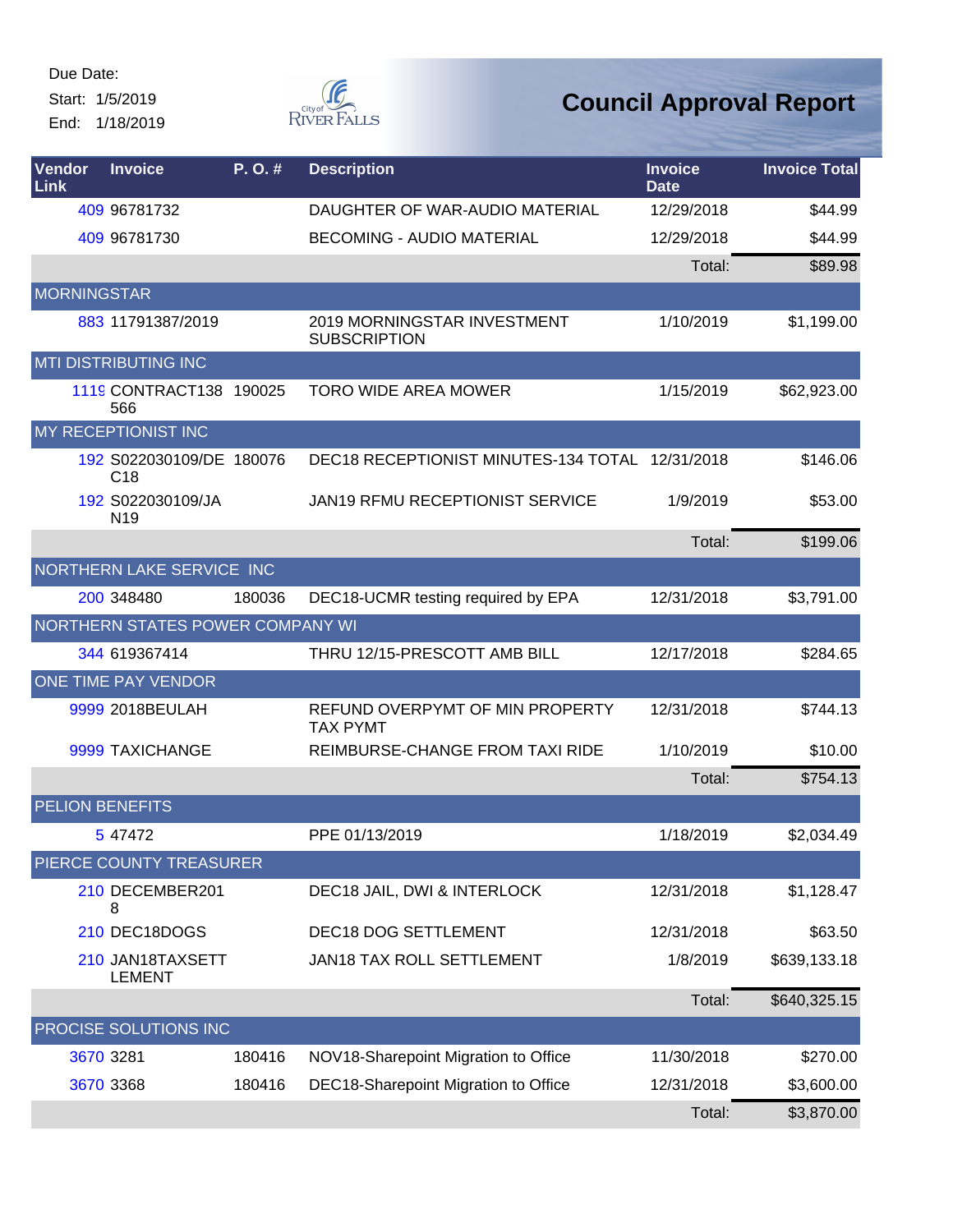Due Date:
Start: 1/5/2019
End: 1/18/2019

City of River Falls

# Council Approval Report

| Vendor Link | Invoice | P. O. # | Description | Invoice Date | Invoice Total |
|---|---|---|---|---|---|
| 409 | 96781732 | | DAUGHTER OF WAR-AUDIO MATERIAL | 12/29/2018 | $44.99 |
| 409 | 96781730 | | BECOMING - AUDIO MATERIAL | 12/29/2018 | $44.99 |
| | | | | Total: | $89.98 |
| MORNINGSTAR | | | | | |
| 883 | 11791387/2019 | | 2019 MORNINGSTAR INVESTMENT SUBSCRIPTION | 1/10/2019 | $1,199.00 |
| MTI DISTRIBUTING INC | | | | | |
| 1119 | CONTRACT138566 | 190025 | TORO WIDE AREA MOWER | 1/15/2019 | $62,923.00 |
| MY RECEPTIONIST INC | | | | | |
| 192 | S022030109/DEC18 | 180076 | DEC18 RECEPTIONIST MINUTES-134 TOTAL | 12/31/2018 | $146.06 |
| 192 | S022030109/JAN19 | | JAN19 RFMU RECEPTIONIST SERVICE | 1/9/2019 | $53.00 |
| | | | | Total: | $199.06 |
| NORTHERN LAKE SERVICE INC | | | | | |
| 200 | 348480 | 180036 | DEC18-UCMR testing required by EPA | 12/31/2018 | $3,791.00 |
| NORTHERN STATES POWER COMPANY WI | | | | | |
| 344 | 619367414 | | THRU 12/15-PRESCOTT AMB BILL | 12/17/2018 | $284.65 |
| ONE TIME PAY VENDOR | | | | | |
| 9999 | 2018BEULAH | | REFUND OVERPYMT OF MIN PROPERTY TAX PYMT | 12/31/2018 | $744.13 |
| 9999 | TAXICHANGE | | REIMBURSE-CHANGE FROM TAXI RIDE | 1/10/2019 | $10.00 |
| | | | | Total: | $754.13 |
| PELION BENEFITS | | | | | |
| 5 | 47472 | | PPE 01/13/2019 | 1/18/2019 | $2,034.49 |
| PIERCE COUNTY TREASURER | | | | | |
| 210 | DECEMBER2018 | | DEC18 JAIL, DWI & INTERLOCK | 12/31/2018 | $1,128.47 |
| 210 | DEC18DOGS | | DEC18 DOG SETTLEMENT | 12/31/2018 | $63.50 |
| 210 | JAN18TAXSETTLEMENT | | JAN18 TAX ROLL SETTLEMENT | 1/8/2019 | $639,133.18 |
| | | | | Total: | $640,325.15 |
| PROCISE SOLUTIONS INC | | | | | |
| 3670 | 3281 | 180416 | NOV18-Sharepoint Migration to Office | 11/30/2018 | $270.00 |
| 3670 | 3368 | 180416 | DEC18-Sharepoint Migration to Office | 12/31/2018 | $3,600.00 |
| | | | | Total: | $3,870.00 |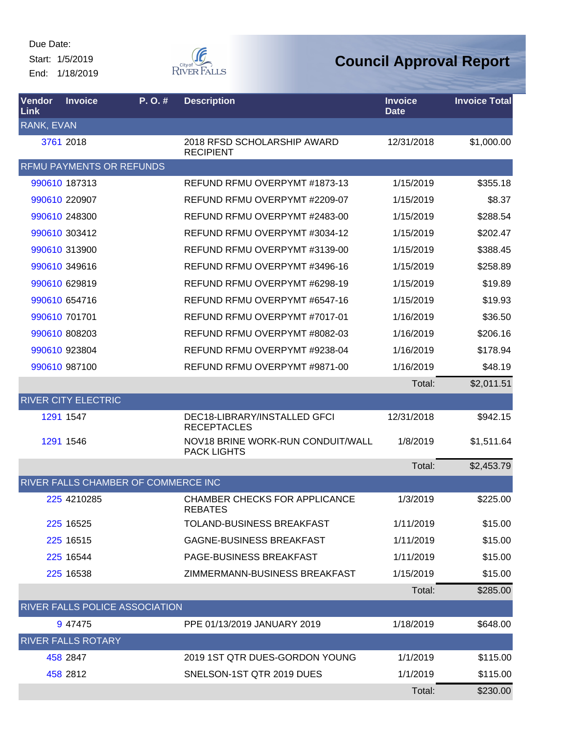Due Date:
Start: 1/5/2019
End: 1/18/2019

# Council Approval Report

| Vendor Link | Invoice | P. O. # | Description | Invoice Date | Invoice Total |
|---|---|---|---|---|---|
| RANK, EVAN | | | | | |
| 3761 | 2018 | | 2018 RFSD SCHOLARSHIP AWARD RECIPIENT | 12/31/2018 | $1,000.00 |
| RFMU PAYMENTS OR REFUNDS | | | | | |
| 990610 | 187313 | | REFUND RFMU OVERPYMT #1873-13 | 1/15/2019 | $355.18 |
| 990610 | 220907 | | REFUND RFMU OVERPYMT #2209-07 | 1/15/2019 | $8.37 |
| 990610 | 248300 | | REFUND RFMU OVERPYMT #2483-00 | 1/15/2019 | $288.54 |
| 990610 | 303412 | | REFUND RFMU OVERPYMT #3034-12 | 1/15/2019 | $202.47 |
| 990610 | 313900 | | REFUND RFMU OVERPYMT #3139-00 | 1/15/2019 | $388.45 |
| 990610 | 349616 | | REFUND RFMU OVERPYMT #3496-16 | 1/15/2019 | $258.89 |
| 990610 | 629819 | | REFUND RFMU OVERPYMT #6298-19 | 1/15/2019 | $19.89 |
| 990610 | 654716 | | REFUND RFMU OVERPYMT #6547-16 | 1/15/2019 | $19.93 |
| 990610 | 701701 | | REFUND RFMU OVERPYMT #7017-01 | 1/16/2019 | $36.50 |
| 990610 | 808203 | | REFUND RFMU OVERPYMT #8082-03 | 1/16/2019 | $206.16 |
| 990610 | 923804 | | REFUND RFMU OVERPYMT #9238-04 | 1/16/2019 | $178.94 |
| 990610 | 987100 | | REFUND RFMU OVERPYMT #9871-00 | 1/16/2019 | $48.19 |
| | | | | Total: | $2,011.51 |
| RIVER CITY ELECTRIC | | | | | |
| 1291 | 1547 | | DEC18-LIBRARY/INSTALLED GFCI RECEPTACLES | 12/31/2018 | $942.15 |
| 1291 | 1546 | | NOV18 BRINE WORK-RUN CONDUIT/WALL PACK LIGHTS | 1/8/2019 | $1,511.64 |
| | | | | Total: | $2,453.79 |
| RIVER FALLS CHAMBER OF COMMERCE INC | | | | | |
| 225 | 4210285 | | CHAMBER CHECKS FOR APPLICANCE REBATES | 1/3/2019 | $225.00 |
| 225 | 16525 | | TOLAND-BUSINESS BREAKFAST | 1/11/2019 | $15.00 |
| 225 | 16515 | | GAGNE-BUSINESS BREAKFAST | 1/11/2019 | $15.00 |
| 225 | 16544 | | PAGE-BUSINESS BREAKFAST | 1/11/2019 | $15.00 |
| 225 | 16538 | | ZIMMERMANN-BUSINESS BREAKFAST | 1/15/2019 | $15.00 |
| | | | | Total: | $285.00 |
| RIVER FALLS POLICE ASSOCIATION | | | | | |
| 9 | 47475 | | PPE 01/13/2019 JANUARY 2019 | 1/18/2019 | $648.00 |
| RIVER FALLS ROTARY | | | | | |
| 458 | 2847 | | 2019 1ST QTR DUES-GORDON YOUNG | 1/1/2019 | $115.00 |
| 458 | 2812 | | SNELSON-1ST QTR 2019 DUES | 1/1/2019 | $115.00 |
| | | | | Total: | $230.00 |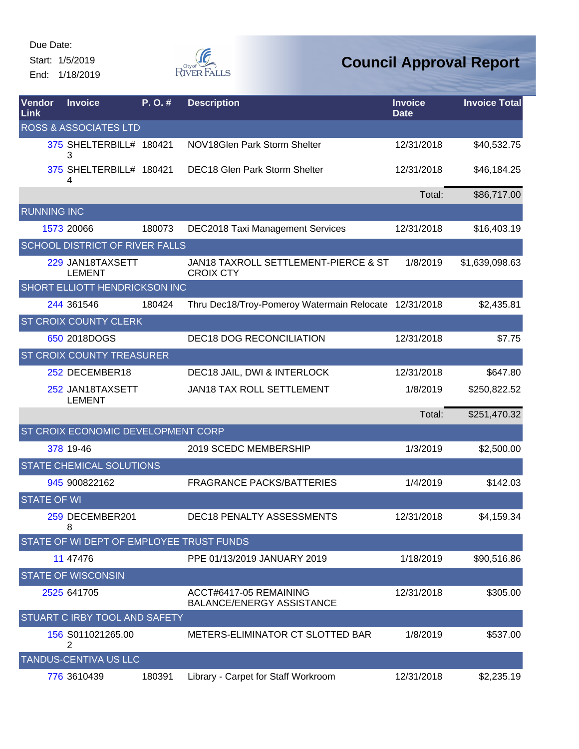Due Date:
Start: 1/5/2019
End: 1/18/2019

# Council Approval Report

| Vendor Link | Invoice | P. O. # | Description | Invoice Date | Invoice Total |
|---|---|---|---|---|---|
| ROSS & ASSOCIATES LTD | | | | | |
| 375 | SHELTERBILL#3 | 180421 | NOV18Glen Park Storm Shelter | 12/31/2018 | $40,532.75 |
| 375 | SHELTERBILL#4 | 180421 | DEC18 Glen Park Storm Shelter | 12/31/2018 | $46,184.25 |
| | | | | Total: | $86,717.00 |
| RUNNING INC | | | | | |
| 1573 | 20066 | 180073 | DEC2018 Taxi Management Services | 12/31/2018 | $16,403.19 |
| SCHOOL DISTRICT OF RIVER FALLS | | | | | |
| 229 | JAN18TAXSETTLEMENT | | JAN18 TAXROLL SETTLEMENT-PIERCE & ST CROIX CTY | 1/8/2019 | $1,639,098.63 |
| SHORT ELLIOTT HENDRICKSON INC | | | | | |
| 244 | 361546 | 180424 | Thru Dec18/Troy-Pomeroy Watermain Relocate | 12/31/2018 | $2,435.81 |
| ST CROIX COUNTY CLERK | | | | | |
| 650 | 2018DOGS | | DEC18 DOG RECONCILIATION | 12/31/2018 | $7.75 |
| ST CROIX COUNTY TREASURER | | | | | |
| 252 | DECEMBER18 | | DEC18 JAIL, DWI & INTERLOCK | 12/31/2018 | $647.80 |
| 252 | JAN18TAXSETTLEMENT | | JAN18 TAX ROLL SETTLEMENT | 1/8/2019 | $250,822.52 |
| | | | | Total: | $251,470.32 |
| ST CROIX ECONOMIC DEVELOPMENT CORP | | | | | |
| 378 | 19-46 | | 2019 SCEDC MEMBERSHIP | 1/3/2019 | $2,500.00 |
| STATE CHEMICAL SOLUTIONS | | | | | |
| 945 | 900822162 | | FRAGRANCE PACKS/BATTERIES | 1/4/2019 | $142.03 |
| STATE OF WI | | | | | |
| 259 | DECEMBER2018 | | DEC18 PENALTY ASSESSMENTS | 12/31/2018 | $4,159.34 |
| STATE OF WI DEPT OF EMPLOYEE TRUST FUNDS | | | | | |
| 11 | 47476 | | PPE 01/13/2019 JANUARY 2019 | 1/18/2019 | $90,516.86 |
| STATE OF WISCONSIN | | | | | |
| 2525 | 641705 | | ACCT#6417-05 REMAINING BALANCE/ENERGY ASSISTANCE | 12/31/2018 | $305.00 |
| STUART C IRBY TOOL AND SAFETY | | | | | |
| 156 | S011021265.002 | | METERS-ELIMINATOR CT SLOTTED BAR | 1/8/2019 | $537.00 |
| TANDUS-CENTIVA US LLC | | | | | |
| 776 | 3610439 | 180391 | Library - Carpet for Staff Workroom | 12/31/2018 | $2,235.19 |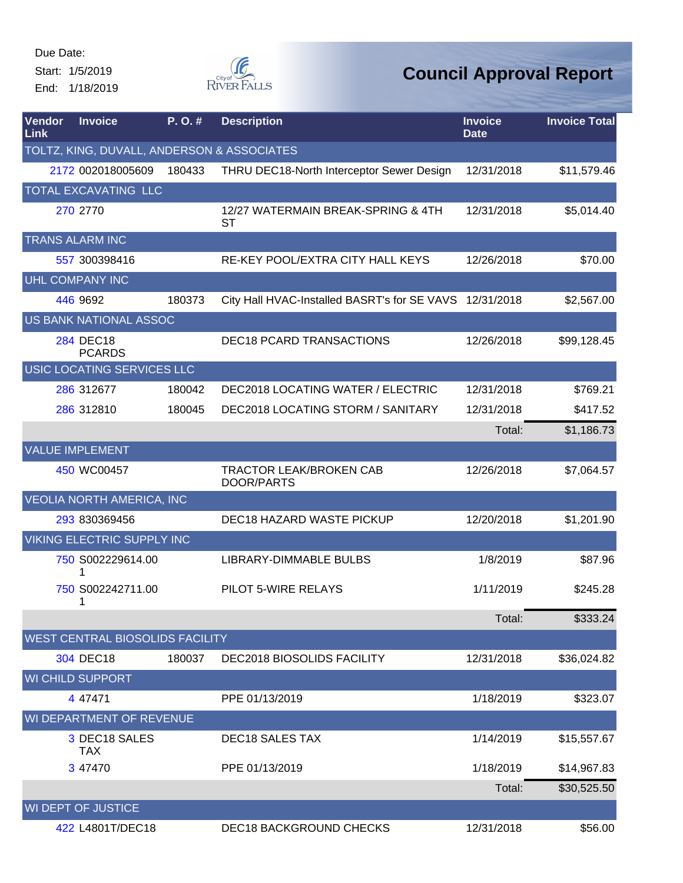Due Date:
Start: 1/5/2019
End: 1/18/2019

City of River Falls

# Council Approval Report

| Vendor Link | Invoice | P. O. # | Description | Invoice Date | Invoice Total |
|---|---|---|---|---|---|
| TOLTZ, KING, DUVALL, ANDERSON & ASSOCIATES | | | | | |
| 2172 | 002018005609 | 180433 | THRU DEC18-North Interceptor Sewer Design | 12/31/2018 | $11,579.46 |
| TOTAL EXCAVATING LLC | | | | | |
| 270 | 2770 | | 12/27 WATERMAIN BREAK-SPRING & 4TH ST | 12/31/2018 | $5,014.40 |
| TRANS ALARM INC | | | | | |
| 557 | 300398416 | | RE-KEY POOL/EXTRA CITY HALL KEYS | 12/26/2018 | $70.00 |
| UHL COMPANY INC | | | | | |
| 446 | 9692 | 180373 | City Hall HVAC-Installed BASRT's for SE VAVS | 12/31/2018 | $2,567.00 |
| US BANK NATIONAL ASSOC | | | | | |
| 284 | DEC18 PCARDS | | DEC18 PCARD TRANSACTIONS | 12/26/2018 | $99,128.45 |
| USIC LOCATING SERVICES LLC | | | | | |
| 286 | 312677 | 180042 | DEC2018 LOCATING WATER / ELECTRIC | 12/31/2018 | $769.21 |
| 286 | 312810 | 180045 | DEC2018 LOCATING STORM / SANITARY | 12/31/2018 | $417.52 |
| | | | | Total: | $1,186.73 |
| VALUE IMPLEMENT | | | | | |
| 450 | WC00457 | | TRACTOR LEAK/BROKEN CAB DOOR/PARTS | 12/26/2018 | $7,064.57 |
| VEOLIA NORTH AMERICA, INC | | | | | |
| 293 | 830369456 | | DEC18 HAZARD WASTE PICKUP | 12/20/2018 | $1,201.90 |
| VIKING ELECTRIC SUPPLY INC | | | | | |
| 750 | S002229614.001 | | LIBRARY-DIMMABLE BULBS | 1/8/2019 | $87.96 |
| 750 | S002242711.001 | | PILOT 5-WIRE RELAYS | 1/11/2019 | $245.28 |
| | | | | Total: | $333.24 |
| WEST CENTRAL BIOSOLIDS FACILITY | | | | | |
| 304 | DEC18 | 180037 | DEC2018 BIOSOLIDS FACILITY | 12/31/2018 | $36,024.82 |
| WI CHILD SUPPORT | | | | | |
| 4 | 47471 | | PPE 01/13/2019 | 1/18/2019 | $323.07 |
| WI DEPARTMENT OF REVENUE | | | | | |
| 3 | DEC18 SALES TAX | | DEC18 SALES TAX | 1/14/2019 | $15,557.67 |
| 3 | 47470 | | PPE 01/13/2019 | 1/18/2019 | $14,967.83 |
| | | | | Total: | $30,525.50 |
| WI DEPT OF JUSTICE | | | | | |
| 422 | L4801T/DEC18 | | DEC18 BACKGROUND CHECKS | 12/31/2018 | $56.00 |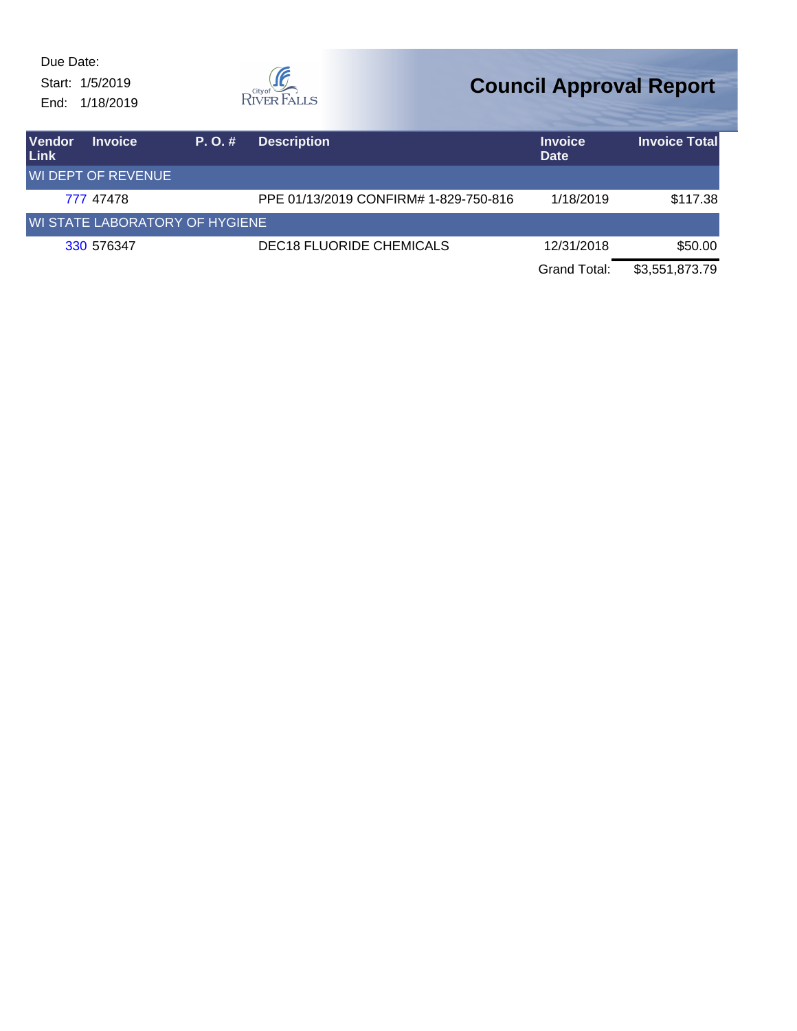Due Date:

Start: 1/5/2019

End: 1/18/2019

# Council Approval Report

| Vendor Link | Invoice | P. O. # | Description | Invoice Date | Invoice Total |
|---|---|---|---|---|---|
| WI DEPT OF REVENUE | | | | | |
| 777 | 47478 | | PPE 01/13/2019 CONFIRM# 1-829-750-816 | 1/18/2019 | $117.38 |
| WI STATE LABORATORY OF HYGIENE | | | | | |
| 330 | 576347 | | DEC18 FLUORIDE CHEMICALS | 12/31/2018 | $50.00 |
| | | | | Grand Total: | $3,551,873.79 |